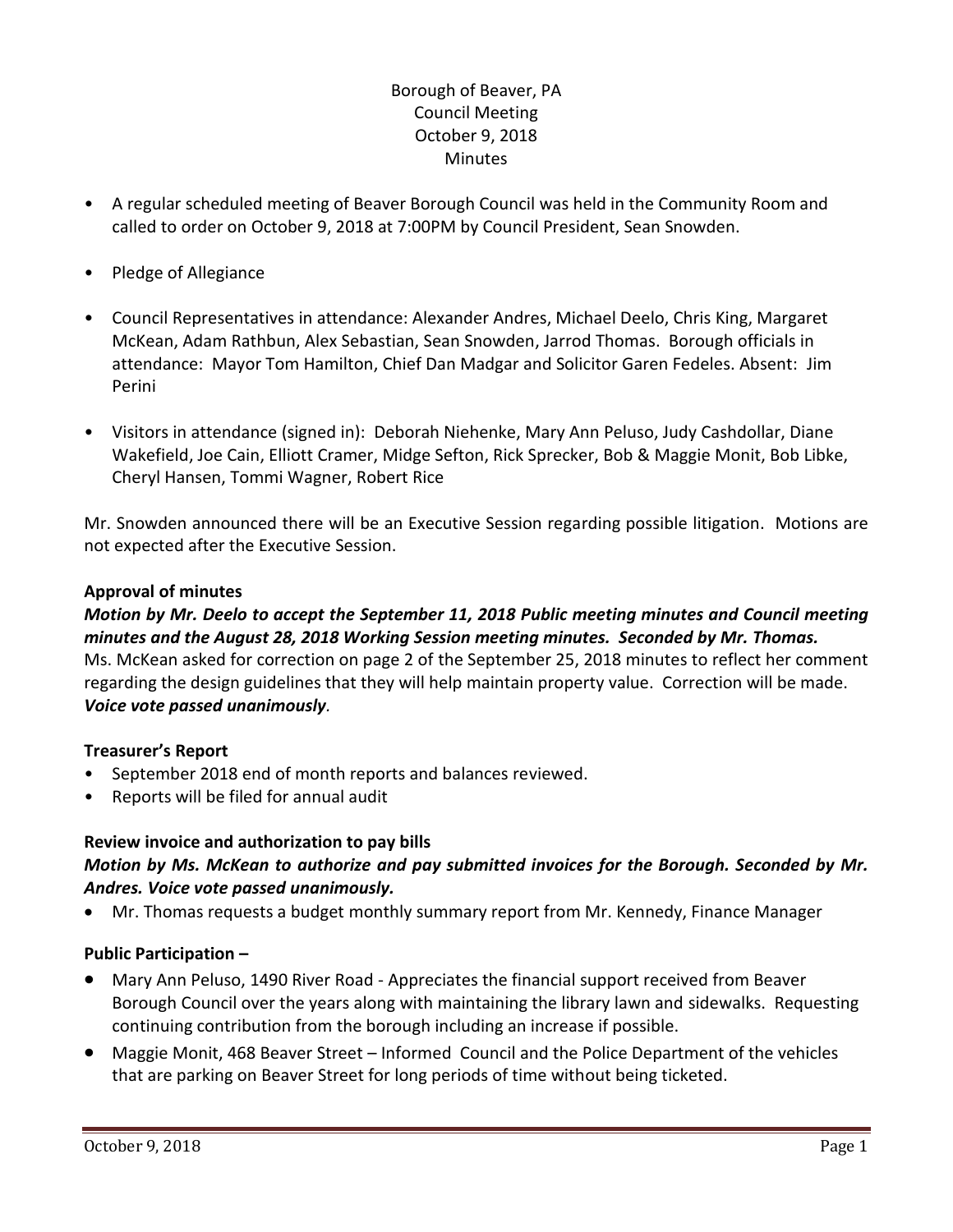Borough of Beaver, PA
Council Meeting
October 9, 2018
Minutes

- A regular scheduled meeting of Beaver Borough Council was held in the Community Room and called to order on October 9, 2018 at 7:00PM by Council President, Sean Snowden.
- Pledge of Allegiance
- Council Representatives in attendance: Alexander Andres, Michael Deelo, Chris King, Margaret McKean, Adam Rathbun, Alex Sebastian, Sean Snowden, Jarrod Thomas. Borough officials in attendance: Mayor Tom Hamilton, Chief Dan Madgar and Solicitor Garen Fedeles. Absent: Jim Perini
- Visitors in attendance (signed in): Deborah Niehenke, Mary Ann Peluso, Judy Cashdollar, Diane Wakefield, Joe Cain, Elliott Cramer, Midge Sefton, Rick Sprecker, Bob & Maggie Monit, Bob Libke, Cheryl Hansen, Tommi Wagner, Robert Rice

Mr. Snowden announced there will be an Executive Session regarding possible litigation. Motions are not expected after the Executive Session.

**Approval of minutes**

***Motion by Mr. Deelo to accept the September 11, 2018 Public meeting minutes and Council meeting minutes and the August 28, 2018 Working Session meeting minutes. Seconded by Mr. Thomas.***
Ms. McKean asked for correction on page 2 of the September 25, 2018 minutes to reflect her comment regarding the design guidelines that they will help maintain property value. Correction will be made.
***Voice vote passed unanimously***.

**Treasurer's Report**

- September 2018 end of month reports and balances reviewed.
- Reports will be filed for annual audit

**Review invoice and authorization to pay bills**

***Motion by Ms. McKean to authorize and pay submitted invoices for the Borough. Seconded by Mr. Andres. Voice vote passed unanimously.***

- Mr. Thomas requests a budget monthly summary report from Mr. Kennedy, Finance Manager

**Public Participation –**

- Mary Ann Peluso, 1490 River Road - Appreciates the financial support received from Beaver Borough Council over the years along with maintaining the library lawn and sidewalks. Requesting continuing contribution from the borough including an increase if possible.
- Maggie Monit, 468 Beaver Street – Informed Council and the Police Department of the vehicles that are parking on Beaver Street for long periods of time without being ticketed.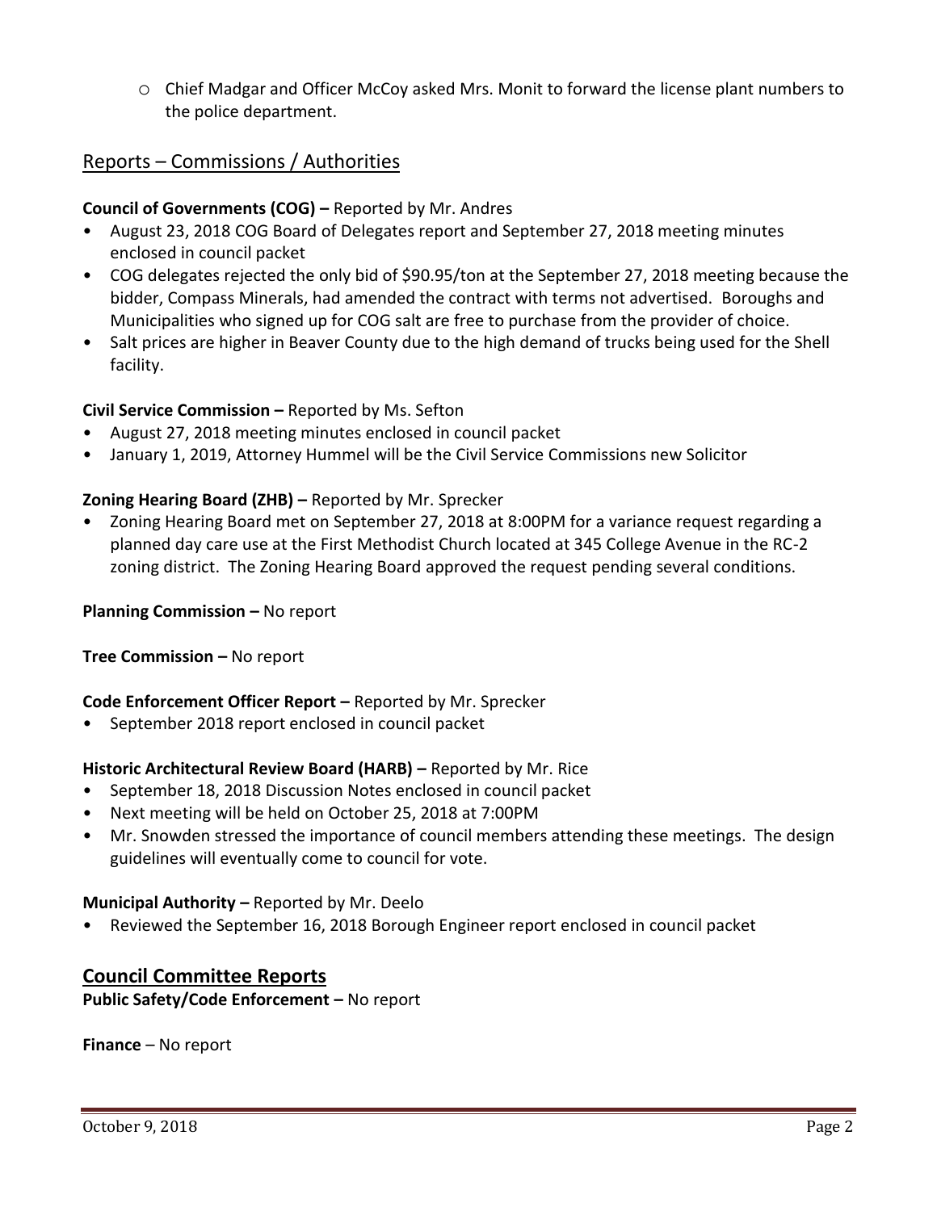- Chief Madgar and Officer McCoy asked Mrs. Monit to forward the license plant numbers to the police department.

## Reports – Commissions / Authorities

**Council of Governments (COG) –** Reported by Mr. Andres

- August 23, 2018 COG Board of Delegates report and September 27, 2018 meeting minutes enclosed in council packet
- COG delegates rejected the only bid of $90.95/ton at the September 27, 2018 meeting because the bidder, Compass Minerals, had amended the contract with terms not advertised. Boroughs and Municipalities who signed up for COG salt are free to purchase from the provider of choice.
- Salt prices are higher in Beaver County due to the high demand of trucks being used for the Shell facility.

**Civil Service Commission –** Reported by Ms. Sefton

- August 27, 2018 meeting minutes enclosed in council packet
- January 1, 2019, Attorney Hummel will be the Civil Service Commissions new Solicitor

**Zoning Hearing Board (ZHB) –** Reported by Mr. Sprecker

- Zoning Hearing Board met on September 27, 2018 at 8:00PM for a variance request regarding a planned day care use at the First Methodist Church located at 345 College Avenue in the RC-2 zoning district. The Zoning Hearing Board approved the request pending several conditions.

**Planning Commission –** No report

**Tree Commission –** No report

**Code Enforcement Officer Report –** Reported by Mr. Sprecker

- September 2018 report enclosed in council packet

**Historic Architectural Review Board (HARB) –** Reported by Mr. Rice

- September 18, 2018 Discussion Notes enclosed in council packet
- Next meeting will be held on October 25, 2018 at 7:00PM
- Mr. Snowden stressed the importance of council members attending these meetings. The design guidelines will eventually come to council for vote.

**Municipal Authority –** Reported by Mr. Deelo

- Reviewed the September 16, 2018 Borough Engineer report enclosed in council packet

## Council Committee Reports

**Public Safety/Code Enforcement –** No report

**Finance** – No report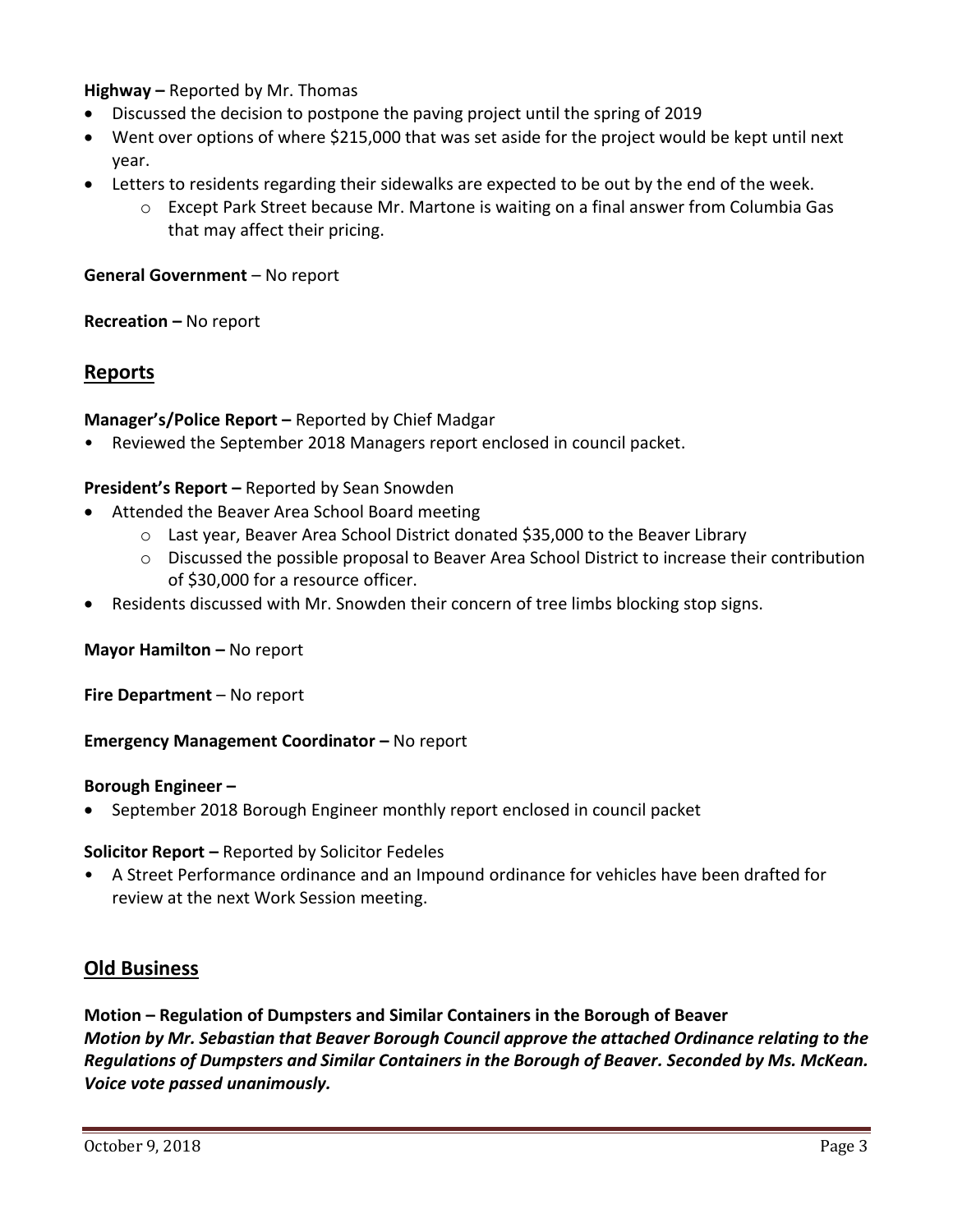**Highway –** Reported by Mr. Thomas

- Discussed the decision to postpone the paving project until the spring of 2019
- Went over options of where $215,000 that was set aside for the project would be kept until next year.
- Letters to residents regarding their sidewalks are expected to be out by the end of the week.
    - Except Park Street because Mr. Martone is waiting on a final answer from Columbia Gas that may affect their pricing.

**General Government** – No report

**Recreation –** No report

## Reports

**Manager's/Police Report –** Reported by Chief Madgar

- Reviewed the September 2018 Managers report enclosed in council packet.

**President's Report –** Reported by Sean Snowden

- Attended the Beaver Area School Board meeting
    - Last year, Beaver Area School District donated $35,000 to the Beaver Library
    - Discussed the possible proposal to Beaver Area School District to increase their contribution of $30,000 for a resource officer.
- Residents discussed with Mr. Snowden their concern of tree limbs blocking stop signs.

**Mayor Hamilton –** No report

**Fire Department** – No report

**Emergency Management Coordinator –** No report

**Borough Engineer –**

- September 2018 Borough Engineer monthly report enclosed in council packet

**Solicitor Report –** Reported by Solicitor Fedeles

- A Street Performance ordinance and an Impound ordinance for vehicles have been drafted for review at the next Work Session meeting.

## Old Business

**Motion – Regulation of Dumpsters and Similar Containers in the Borough of Beaver**
***Motion by Mr. Sebastian that Beaver Borough Council approve the attached Ordinance relating to the Regulations of Dumpsters and Similar Containers in the Borough of Beaver. Seconded by Ms. McKean. Voice vote passed unanimously.***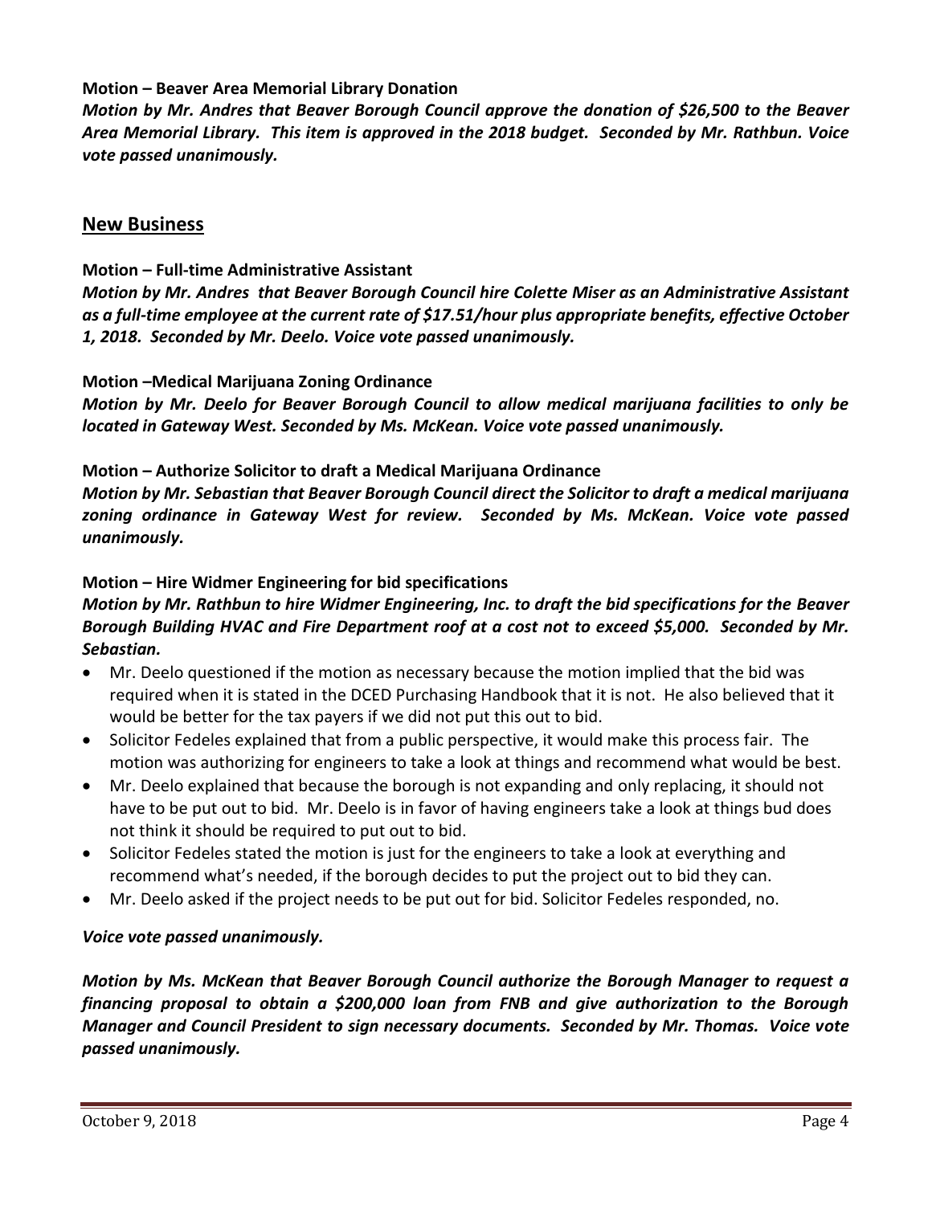**Motion – Beaver Area Memorial Library Donation**

***Motion by Mr. Andres that Beaver Borough Council approve the donation of $26,500 to the Beaver Area Memorial Library. This item is approved in the 2018 budget. Seconded by Mr. Rathbun. Voice vote passed unanimously.***

## New Business

**Motion – Full-time Administrative Assistant**

***Motion by Mr. Andres that Beaver Borough Council hire Colette Miser as an Administrative Assistant as a full-time employee at the current rate of $17.51/hour plus appropriate benefits, effective October 1, 2018. Seconded by Mr. Deelo. Voice vote passed unanimously.***

**Motion –Medical Marijuana Zoning Ordinance**

***Motion by Mr. Deelo for Beaver Borough Council to allow medical marijuana facilities to only be located in Gateway West. Seconded by Ms. McKean. Voice vote passed unanimously.***

**Motion – Authorize Solicitor to draft a Medical Marijuana Ordinance**

***Motion by Mr. Sebastian that Beaver Borough Council direct the Solicitor to draft a medical marijuana zoning ordinance in Gateway West for review. Seconded by Ms. McKean. Voice vote passed unanimously.***

**Motion – Hire Widmer Engineering for bid specifications**

***Motion by Mr. Rathbun to hire Widmer Engineering, Inc. to draft the bid specifications for the Beaver Borough Building HVAC and Fire Department roof at a cost not to exceed $5,000. Seconded by Mr. Sebastian.***

- Mr. Deelo questioned if the motion as necessary because the motion implied that the bid was required when it is stated in the DCED Purchasing Handbook that it is not. He also believed that it would be better for the tax payers if we did not put this out to bid.
- Solicitor Fedeles explained that from a public perspective, it would make this process fair. The motion was authorizing for engineers to take a look at things and recommend what would be best.
- Mr. Deelo explained that because the borough is not expanding and only replacing, it should not have to be put out to bid. Mr. Deelo is in favor of having engineers take a look at things bud does not think it should be required to put out to bid.
- Solicitor Fedeles stated the motion is just for the engineers to take a look at everything and recommend what's needed, if the borough decides to put the project out to bid they can.
- Mr. Deelo asked if the project needs to be put out for bid. Solicitor Fedeles responded, no.

***Voice vote passed unanimously.***

***Motion by Ms. McKean that Beaver Borough Council authorize the Borough Manager to request a financing proposal to obtain a $200,000 loan from FNB and give authorization to the Borough Manager and Council President to sign necessary documents. Seconded by Mr. Thomas. Voice vote passed unanimously.***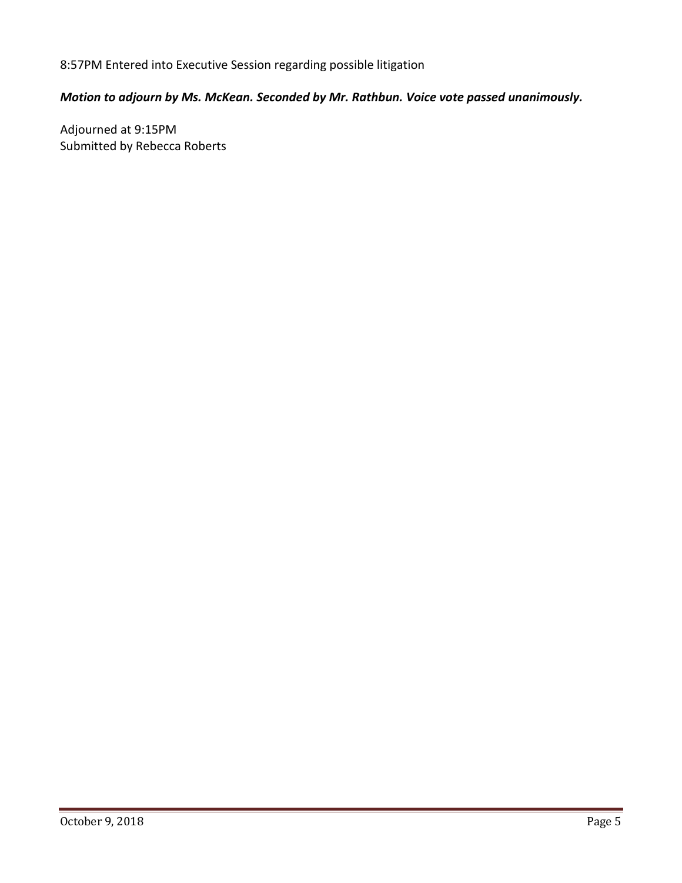8:57PM Entered into Executive Session regarding possible litigation

***Motion to adjourn by Ms. McKean. Seconded by Mr. Rathbun. Voice vote passed unanimously.***

Adjourned at 9:15PM
Submitted by Rebecca Roberts